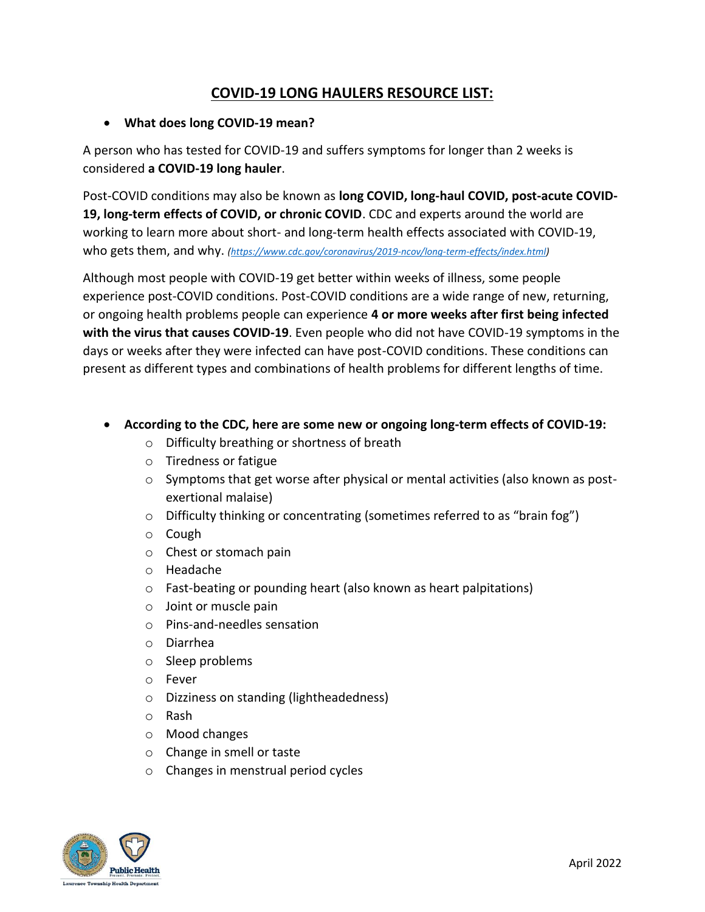# COVID-19 LONG HAULERS RESOURCE LIST:

- **What does long COVID-19 mean?**

A person who has tested for COVID-19 and suffers symptoms for longer than 2 weeks is considered **a COVID-19 long hauler**.

Post-COVID conditions may also be known as **long COVID, long-haul COVID, post-acute COVID-19, long-term effects of COVID, or chronic COVID**. CDC and experts around the world are working to learn more about short- and long-term health effects associated with COVID-19, who gets them, and why. *(https://www.cdc.gov/coronavirus/2019-ncov/long-term-effects/index.html)*

Although most people with COVID-19 get better within weeks of illness, some people experience post-COVID conditions. Post-COVID conditions are a wide range of new, returning, or ongoing health problems people can experience **4 or more weeks after first being infected with the virus that causes COVID-19**. Even people who did not have COVID-19 symptoms in the days or weeks after they were infected can have post-COVID conditions. These conditions can present as different types and combinations of health problems for different lengths of time.

- **According to the CDC, here are some new or ongoing long-term effects of COVID-19:**
  - Difficulty breathing or shortness of breath
  - Tiredness or fatigue
  - Symptoms that get worse after physical or mental activities (also known as post-exertional malaise)
  - Difficulty thinking or concentrating (sometimes referred to as "brain fog")
  - Cough
  - Chest or stomach pain
  - Headache
  - Fast-beating or pounding heart (also known as heart palpitations)
  - Joint or muscle pain
  - Pins-and-needles sensation
  - Diarrhea
  - Sleep problems
  - Fever
  - Dizziness on standing (lightheadedness)
  - Rash
  - Mood changes
  - Change in smell or taste
  - Changes in menstrual period cycles

April 2022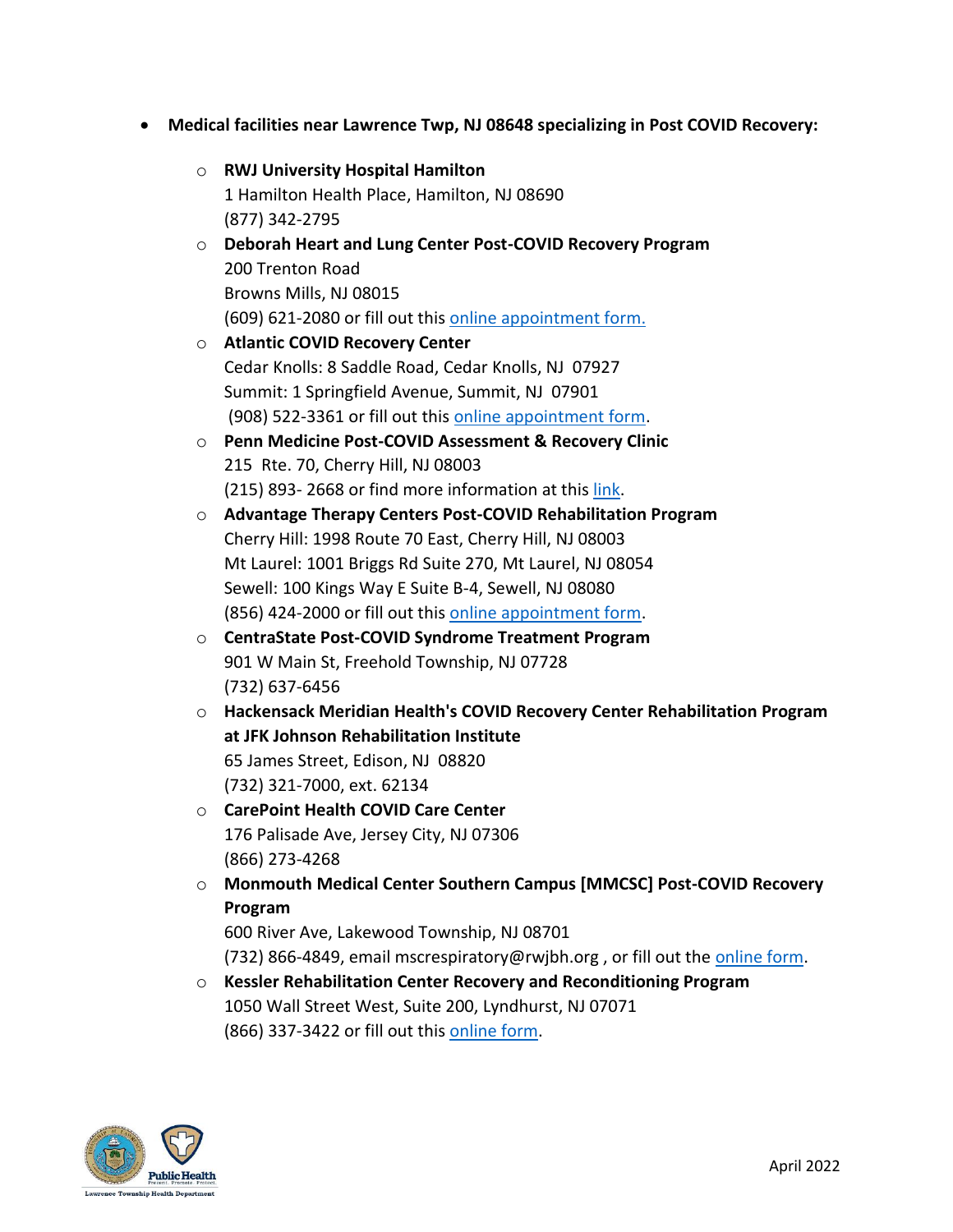- **Medical facilities near Lawrence Twp, NJ 08648 specializing in Post COVID Recovery:**
  - **RWJ University Hospital Hamilton**
    1 Hamilton Health Place, Hamilton, NJ 08690
    (877) 342-2795
  - **Deborah Heart and Lung Center Post-COVID Recovery Program**
    200 Trenton Road
    Browns Mills, NJ 08015
    (609) 621-2080 or fill out this online appointment form.
  - **Atlantic COVID Recovery Center**
    Cedar Knolls: 8 Saddle Road, Cedar Knolls, NJ 07927
    Summit: 1 Springfield Avenue, Summit, NJ 07901
    (908) 522-3361 or fill out this online appointment form.
  - **Penn Medicine Post-COVID Assessment & Recovery Clinic**
    215 Rte. 70, Cherry Hill, NJ 08003
    (215) 893- 2668 or find more information at this link.
  - **Advantage Therapy Centers Post-COVID Rehabilitation Program**
    Cherry Hill: 1998 Route 70 East, Cherry Hill, NJ 08003
    Mt Laurel: 1001 Briggs Rd Suite 270, Mt Laurel, NJ 08054
    Sewell: 100 Kings Way E Suite B-4, Sewell, NJ 08080
    (856) 424-2000 or fill out this online appointment form.
  - **CentraState Post-COVID Syndrome Treatment Program**
    901 W Main St, Freehold Township, NJ 07728
    (732) 637-6456
  - **Hackensack Meridian Health's COVID Recovery Center Rehabilitation Program at JFK Johnson Rehabilitation Institute**
    65 James Street, Edison, NJ 08820
    (732) 321-7000, ext. 62134
  - **CarePoint Health COVID Care Center**
    176 Palisade Ave, Jersey City, NJ 07306
    (866) 273-4268
  - **Monmouth Medical Center Southern Campus [MMCSC] Post-COVID Recovery Program**
    600 River Ave, Lakewood Township, NJ 08701
    (732) 866-4849, email mscrespiratory@rwjbh.org , or fill out the online form.
  - **Kessler Rehabilitation Center Recovery and Reconditioning Program**
    1050 Wall Street West, Suite 200, Lyndhurst, NJ 07071
    (866) 337-3422 or fill out this online form.

April 2022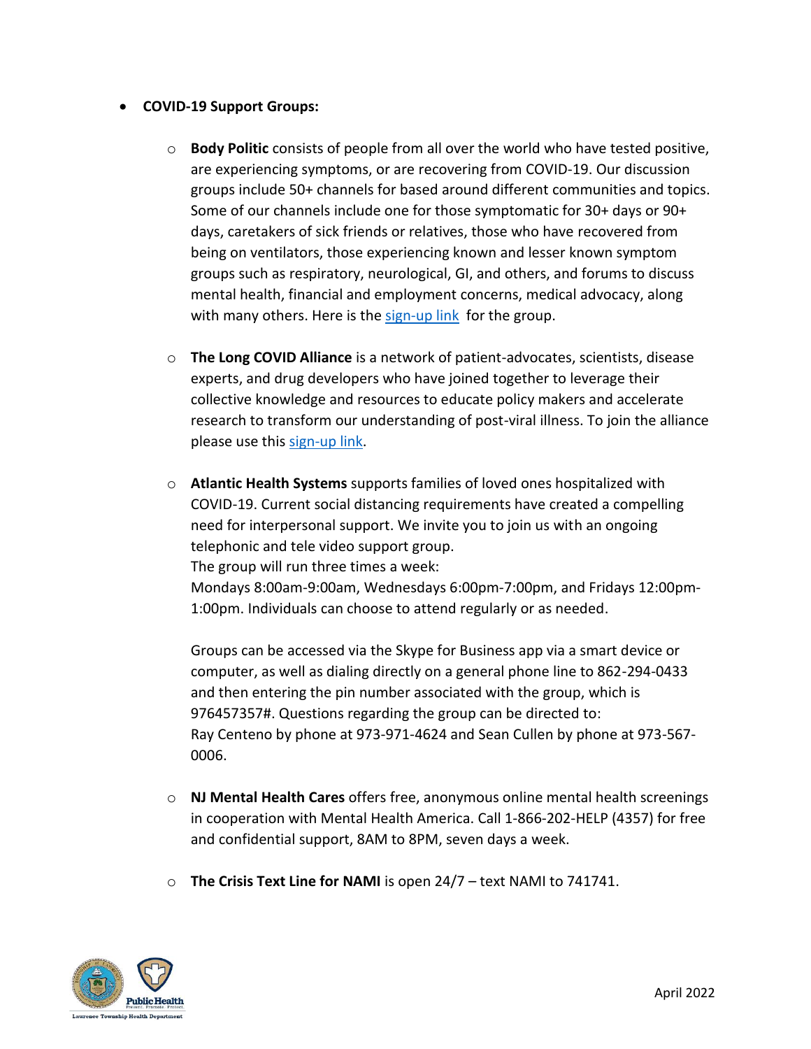- **COVID-19 Support Groups:**

  - **Body Politic** consists of people from all over the world who have tested positive, are experiencing symptoms, or are recovering from COVID-19. Our discussion groups include 50+ channels for based around different communities and topics. Some of our channels include one for those symptomatic for 30+ days or 90+ days, caretakers of sick friends or relatives, those who have recovered from being on ventilators, those experiencing known and lesser known symptom groups such as respiratory, neurological, GI, and others, and forums to discuss mental health, financial and employment concerns, medical advocacy, along with many others. Here is the sign-up link for the group.

  - **The Long COVID Alliance** is a network of patient-advocates, scientists, disease experts, and drug developers who have joined together to leverage their collective knowledge and resources to educate policy makers and accelerate research to transform our understanding of post-viral illness. To join the alliance please use this sign-up link.

  - **Atlantic Health Systems** supports families of loved ones hospitalized with COVID-19. Current social distancing requirements have created a compelling need for interpersonal support. We invite you to join us with an ongoing telephonic and tele video support group.
    The group will run three times a week:
    Mondays 8:00am-9:00am, Wednesdays 6:00pm-7:00pm, and Fridays 12:00pm-1:00pm. Individuals can choose to attend regularly or as needed.

    Groups can be accessed via the Skype for Business app via a smart device or computer, as well as dialing directly on a general phone line to 862-294-0433 and then entering the pin number associated with the group, which is 976457357#. Questions regarding the group can be directed to:
    Ray Centeno by phone at 973-971-4624 and Sean Cullen by phone at 973-567-0006.

  - **NJ Mental Health Cares** offers free, anonymous online mental health screenings in cooperation with Mental Health America. Call 1-866-202-HELP (4357) for free and confidential support, 8AM to 8PM, seven days a week.

  - **The Crisis Text Line for NAMI** is open 24/7 – text NAMI to 741741.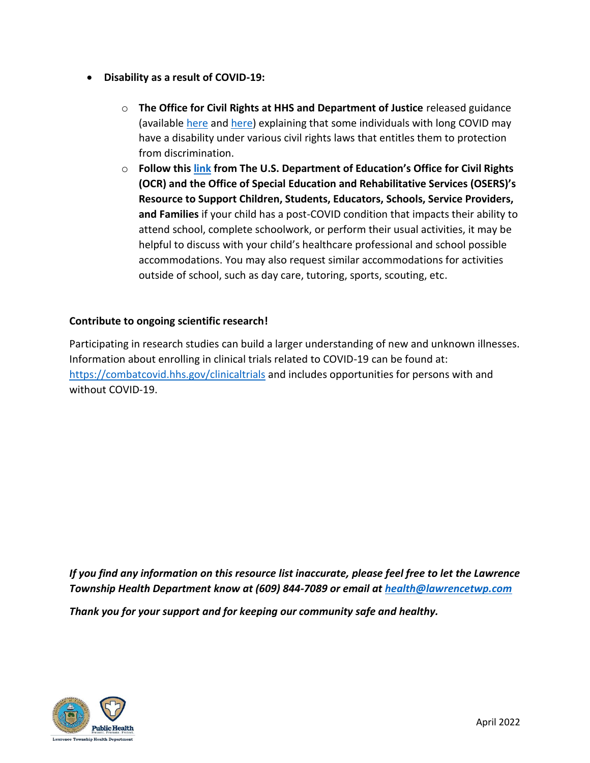- **Disability as a result of COVID-19:**
    - **The Office for Civil Rights at HHS and Department of Justice** released guidance (available here and here) explaining that some individuals with long COVID may have a disability under various civil rights laws that entitles them to protection from discrimination.
    - **Follow this link from The U.S. Department of Education's Office for Civil Rights (OCR) and the Office of Special Education and Rehabilitative Services (OSERS)'s Resource to Support Children, Students, Educators, Schools, Service Providers, and Families** if your child has a post-COVID condition that impacts their ability to attend school, complete schoolwork, or perform their usual activities, it may be helpful to discuss with your child's healthcare professional and school possible accommodations. You may also request similar accommodations for activities outside of school, such as day care, tutoring, sports, scouting, etc.

**Contribute to ongoing scientific research!**

Participating in research studies can build a larger understanding of new and unknown illnesses. Information about enrolling in clinical trials related to COVID-19 can be found at: https://combatcovid.hhs.gov/clinicaltrials and includes opportunities for persons with and without COVID-19.

***If you find any information on this resource list inaccurate, please feel free to let the Lawrence Township Health Department know at (609) 844-7089 or email at health@lawrencetwp.com***

***Thank you for your support and for keeping our community safe and healthy.***

Public Health
Prevent. Promote. Protect.
Lawrence Township Health Department

April 2022